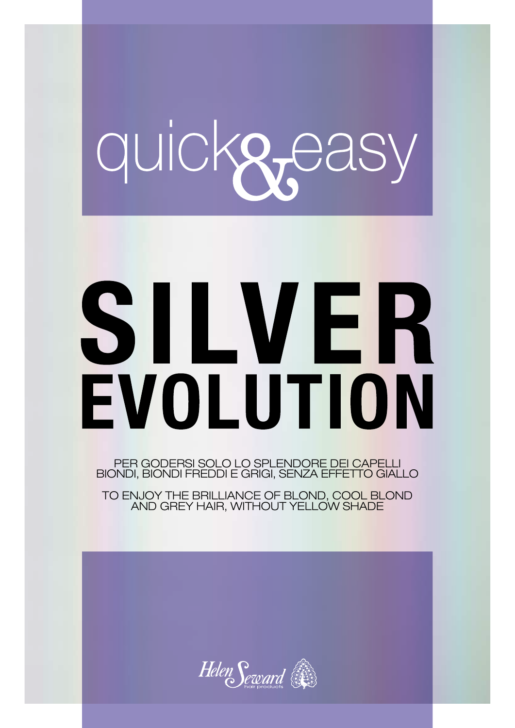quick&easy

# SILVER EVOLUTION

PER GODERSI SOLO LO SPLENDORE DEI CAPELLI BIONDI, BIONDI FREDDI E GRIGI, SENZA EFFETTO GIALLO

TO ENJOY THE BRILLIANCE OF BLOND, COOL BLOND AND GREY HAIR, WITHOUT YELLOW SHADE

Helen Seward hair products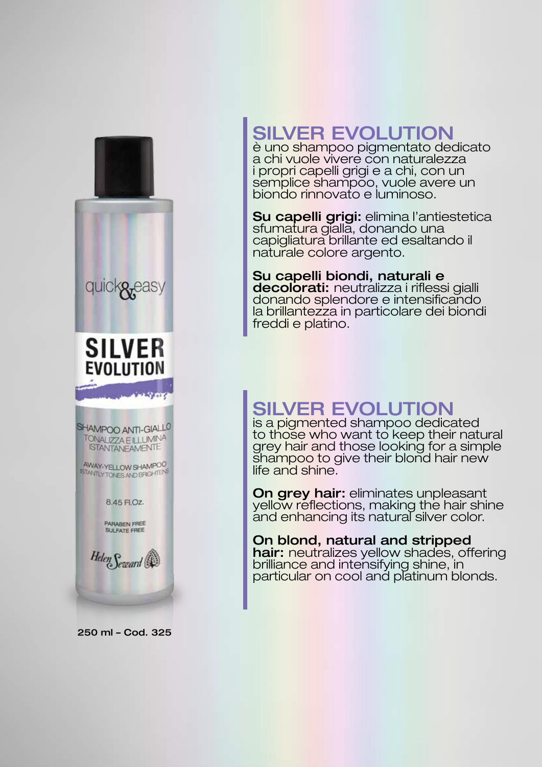## SILVER EVOLUTION

è uno shampoo pigmentato dedicato a chi vuole vivere con naturalezza i propri capelli grigi e a chi, con un semplice shampoo, vuole avere un biondo rinnovato e luminoso.

**Su capelli grigi:** elimina l'antiestetica sfumatura gialla, donando una capigliatura brillante ed esaltando il naturale colore argento.

**Su capelli biondi, naturali e decolorati:** neutralizza i riflessi gialli donando splendore e intensificando la brillantezza in particolare dei biondi freddi e platino.

## SILVER EVOLUTION

is a pigmented shampoo dedicated to those who want to keep their natural grey hair and those looking for a simple shampoo to give their blond hair new life and shine.

**On grey hair:** eliminates unpleasant yellow reflections, making the hair shine and enhancing its natural silver color.

**On blond, natural and stripped hair:** neutralizes yellow shades, offering brilliance and intensifying shine, in particular on cool and platinum blonds.

250 ml – Cod. 325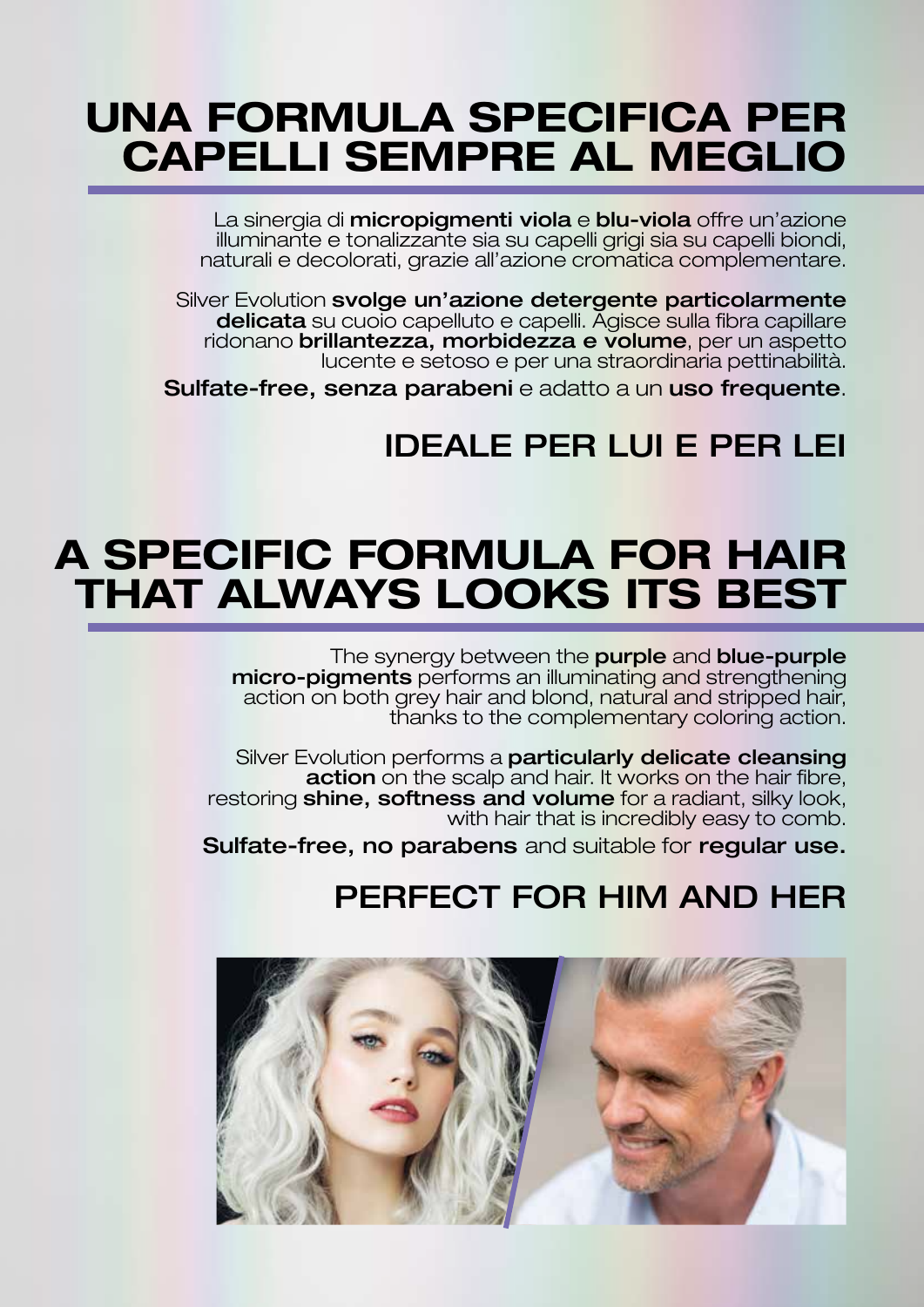# UNA FORMULA SPECIFICA PER CAPELLI SEMPRE AL MEGLIO

La sinergia di **micropigmenti viola** e **blu-viola** offre un'azione illuminante e tonalizzante sia su capelli grigi sia su capelli biondi, naturali e decolorati, grazie all'azione cromatica complementare.

Silver Evolution **svolge un'azione detergente particolarmente delicata** su cuoio capelluto e capelli. Agisce sulla fibra capillare ridonano **brillantezza, morbidezza e volume**, per un aspetto lucente e setoso e per una straordinaria pettinabilità.

**Sulfate-free, senza parabeni** e adatto a un **uso frequente**.

## IDEALE PER LUI E PER LEI

# A SPECIFIC FORMULA FOR HAIR THAT ALWAYS LOOKS ITS BEST

The synergy between the **purple** and **blue-purple micro-pigments** performs an illuminating and strengthening action on both grey hair and blond, natural and stripped hair, thanks to the complementary coloring action.

Silver Evolution performs a **particularly delicate cleansing action** on the scalp and hair. It works on the hair fibre, restoring **shine, softness and volume** for a radiant, silky look, with hair that is incredibly easy to comb.

**Sulfate-free, no parabens** and suitable for **regular use.**

## PERFECT FOR HIM AND HER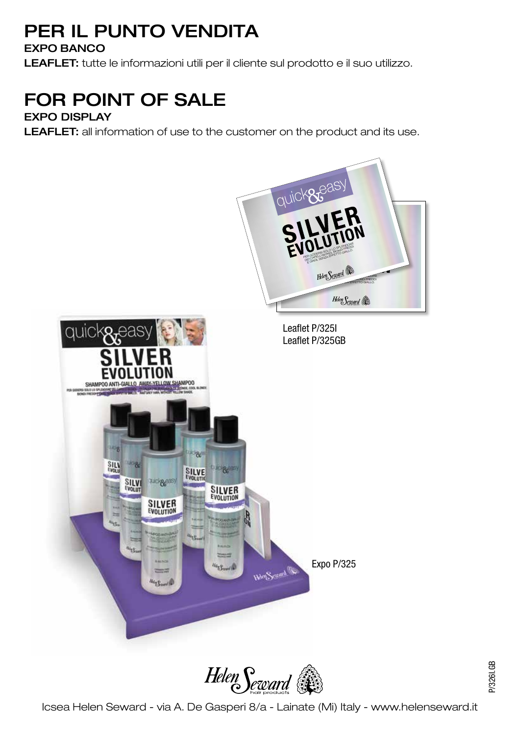# PER IL PUNTO VENDITA

**EXPO BANCO**

**LEAFLET:** tutte le informazioni utili per il cliente sul prodotto e il suo utilizzo.

# FOR POINT OF SALE

**EXPO DISPLAY**

**LEAFLET:** all information of use to the customer on the product and its use.

Leaflet P/325I
Leaflet P/325GB

Expo P/325

Icsea Helen Seward - via A. De Gasperi 8/a - Lainate (Mi) Italy - www.helenseward.it

P/326I.GB